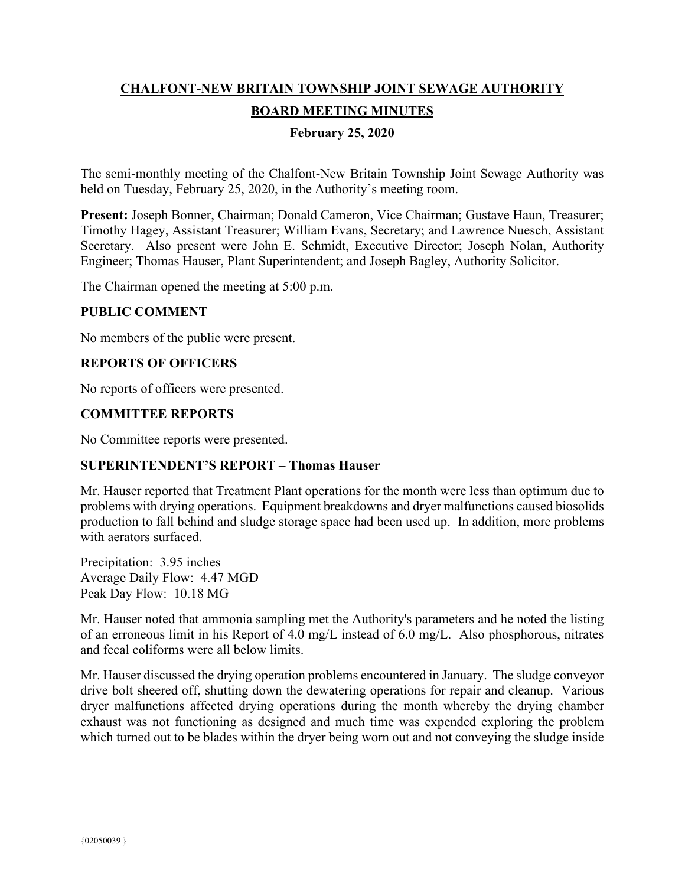# CHALFONT-NEW BRITAIN TOWNSHIP JOINT SEWAGE AUTHORITY

## BOARD MEETING MINUTES

### February 25, 2020

The semi-monthly meeting of the Chalfont-New Britain Township Joint Sewage Authority was held on Tuesday, February 25, 2020, in the Authority's meeting room.

**Present:** Joseph Bonner, Chairman; Donald Cameron, Vice Chairman; Gustave Haun, Treasurer; Timothy Hagey, Assistant Treasurer; William Evans, Secretary; and Lawrence Nuesch, Assistant Secretary. Also present were John E. Schmidt, Executive Director; Joseph Nolan, Authority Engineer; Thomas Hauser, Plant Superintendent; and Joseph Bagley, Authority Solicitor.

The Chairman opened the meeting at 5:00 p.m.

**PUBLIC COMMENT**

No members of the public were present.

**REPORTS OF OFFICERS**

No reports of officers were presented.

**COMMITTEE REPORTS**

No Committee reports were presented.

**SUPERINTENDENT'S REPORT – Thomas Hauser**

Mr. Hauser reported that Treatment Plant operations for the month were less than optimum due to problems with drying operations. Equipment breakdowns and dryer malfunctions caused biosolids production to fall behind and sludge storage space had been used up. In addition, more problems with aerators surfaced.

Precipitation: 3.95 inches
Average Daily Flow: 4.47 MGD
Peak Day Flow: 10.18 MG

Mr. Hauser noted that ammonia sampling met the Authority's parameters and he noted the listing of an erroneous limit in his Report of 4.0 mg/L instead of 6.0 mg/L. Also phosphorous, nitrates and fecal coliforms were all below limits.

Mr. Hauser discussed the drying operation problems encountered in January. The sludge conveyor drive bolt sheered off, shutting down the dewatering operations for repair and cleanup. Various dryer malfunctions affected drying operations during the month whereby the drying chamber exhaust was not functioning as designed and much time was expended exploring the problem which turned out to be blades within the dryer being worn out and not conveying the sludge inside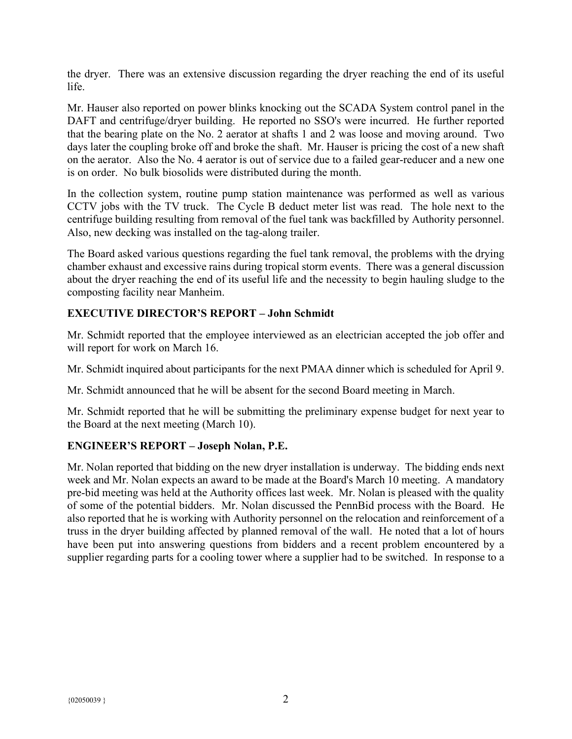the dryer. There was an extensive discussion regarding the dryer reaching the end of its useful life.

Mr. Hauser also reported on power blinks knocking out the SCADA System control panel in the DAFT and centrifuge/dryer building. He reported no SSO's were incurred. He further reported that the bearing plate on the No. 2 aerator at shafts 1 and 2 was loose and moving around. Two days later the coupling broke off and broke the shaft. Mr. Hauser is pricing the cost of a new shaft on the aerator. Also the No. 4 aerator is out of service due to a failed gear-reducer and a new one is on order. No bulk biosolids were distributed during the month.

In the collection system, routine pump station maintenance was performed as well as various CCTV jobs with the TV truck. The Cycle B deduct meter list was read. The hole next to the centrifuge building resulting from removal of the fuel tank was backfilled by Authority personnel. Also, new decking was installed on the tag-along trailer.

The Board asked various questions regarding the fuel tank removal, the problems with the drying chamber exhaust and excessive rains during tropical storm events. There was a general discussion about the dryer reaching the end of its useful life and the necessity to begin hauling sludge to the composting facility near Manheim.

## EXECUTIVE DIRECTOR'S REPORT – John Schmidt

Mr. Schmidt reported that the employee interviewed as an electrician accepted the job offer and will report for work on March 16.

Mr. Schmidt inquired about participants for the next PMAA dinner which is scheduled for April 9.

Mr. Schmidt announced that he will be absent for the second Board meeting in March.

Mr. Schmidt reported that he will be submitting the preliminary expense budget for next year to the Board at the next meeting (March 10).

## ENGINEER'S REPORT – Joseph Nolan, P.E.

Mr. Nolan reported that bidding on the new dryer installation is underway. The bidding ends next week and Mr. Nolan expects an award to be made at the Board's March 10 meeting. A mandatory pre-bid meeting was held at the Authority offices last week. Mr. Nolan is pleased with the quality of some of the potential bidders. Mr. Nolan discussed the PennBid process with the Board. He also reported that he is working with Authority personnel on the relocation and reinforcement of a truss in the dryer building affected by planned removal of the wall. He noted that a lot of hours have been put into answering questions from bidders and a recent problem encountered by a supplier regarding parts for a cooling tower where a supplier had to be switched. In response to a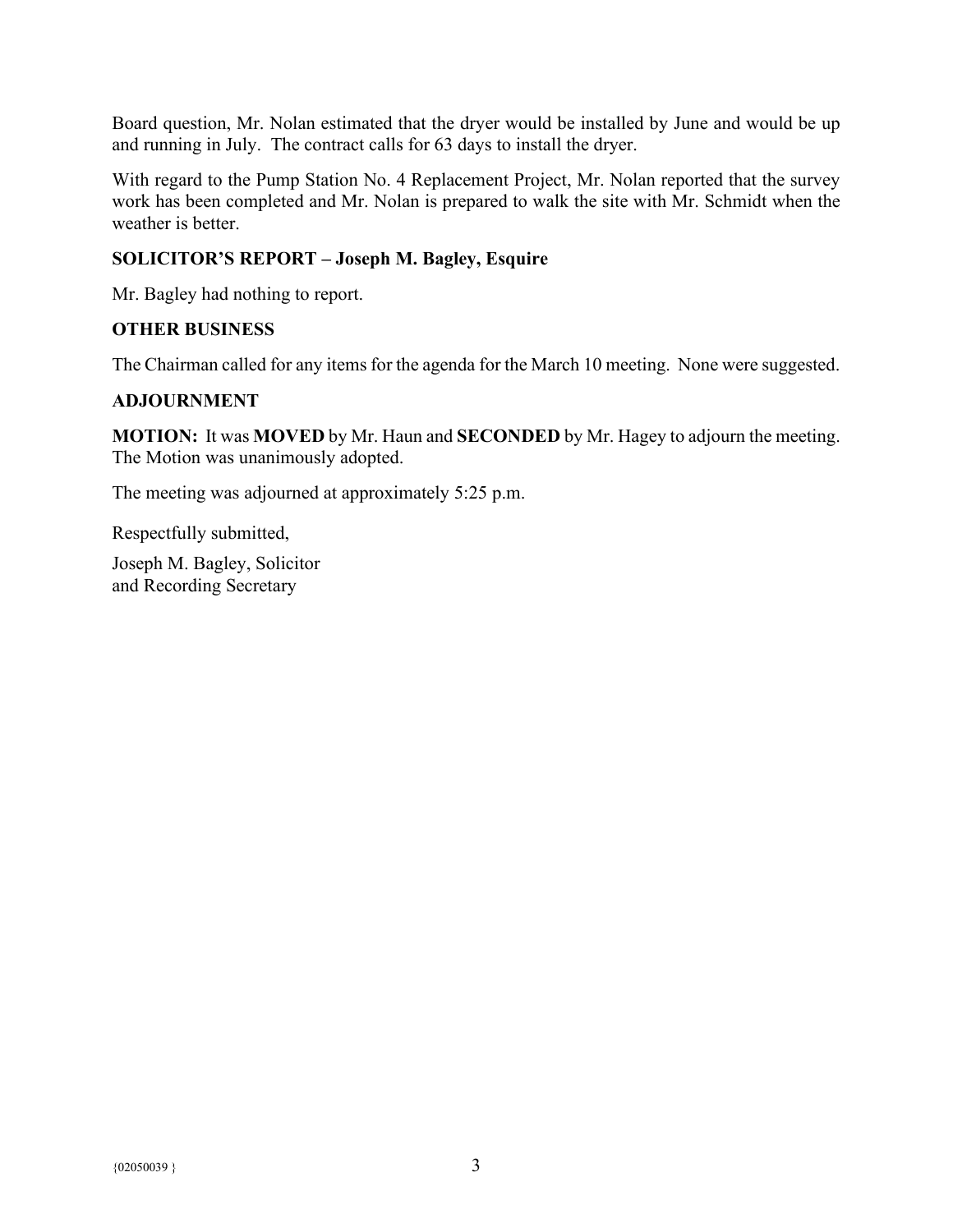Board question, Mr. Nolan estimated that the dryer would be installed by June and would be up and running in July. The contract calls for 63 days to install the dryer.

With regard to the Pump Station No. 4 Replacement Project, Mr. Nolan reported that the survey work has been completed and Mr. Nolan is prepared to walk the site with Mr. Schmidt when the weather is better.

## SOLICITOR'S REPORT – Joseph M. Bagley, Esquire

Mr. Bagley had nothing to report.

## OTHER BUSINESS

The Chairman called for any items for the agenda for the March 10 meeting. None were suggested.

## ADJOURNMENT

**MOTION:** It was **MOVED** by Mr. Haun and **SECONDED** by Mr. Hagey to adjourn the meeting. The Motion was unanimously adopted.

The meeting was adjourned at approximately 5:25 p.m.

Respectfully submitted,

Joseph M. Bagley, Solicitor
and Recording Secretary

{02050039 }